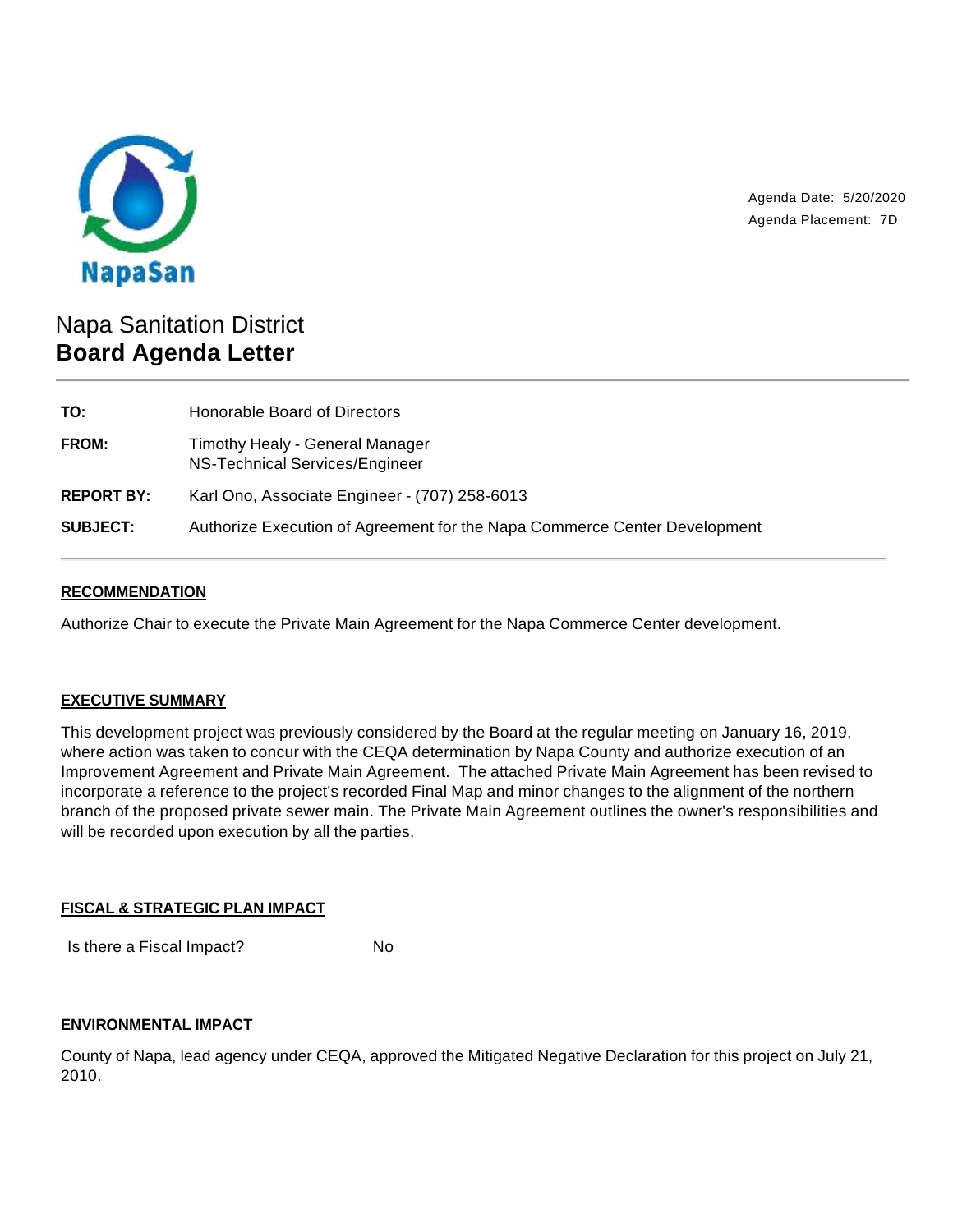NapaSan

Agenda Date: 5/20/2020
Agenda Placement: 7D

# Napa Sanitation District
# **Board Agenda Letter**

---

| | |
|---|---|
| **TO:** | Honorable Board of Directors |
| **FROM:** | Timothy Healy - General Manager<br>NS-Technical Services/Engineer |
| **REPORT BY:** | Karl Ono, Associate Engineer - (707) 258-6013 |
| **SUBJECT:** | Authorize Execution of Agreement for the Napa Commerce Center Development |

---

## RECOMMENDATION

Authorize Chair to execute the Private Main Agreement for the Napa Commerce Center development.

## EXECUTIVE SUMMARY

This development project was previously considered by the Board at the regular meeting on January 16, 2019, where action was taken to concur with the CEQA determination by Napa County and authorize execution of an Improvement Agreement and Private Main Agreement. The attached Private Main Agreement has been revised to incorporate a reference to the project's recorded Final Map and minor changes to the alignment of the northern branch of the proposed private sewer main. The Private Main Agreement outlines the owner's responsibilities and will be recorded upon execution by all the parties.

## FISCAL & STRATEGIC PLAN IMPACT

| | |
|---|---|
| Is there a Fiscal Impact? | No |

## ENVIRONMENTAL IMPACT

County of Napa, lead agency under CEQA, approved the Mitigated Negative Declaration for this project on July 21, 2010.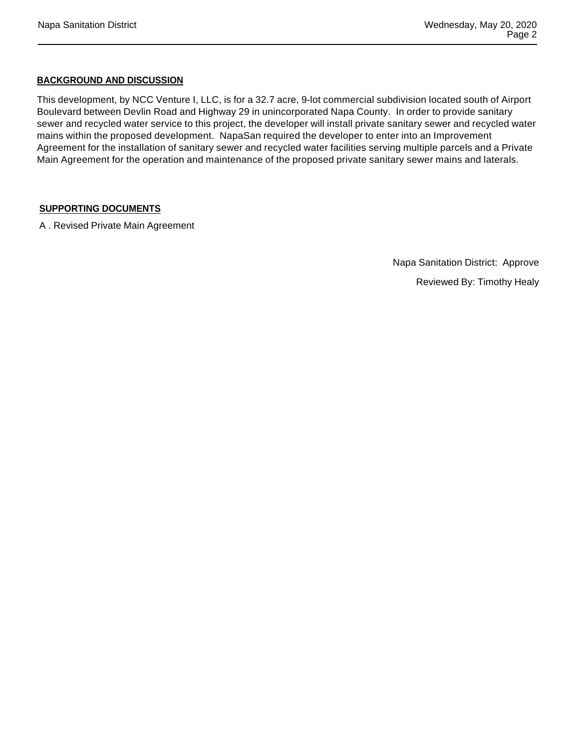**BACKGROUND AND DISCUSSION**

This development, by NCC Venture I, LLC, is for a 32.7 acre, 9-lot commercial subdivision located south of Airport Boulevard between Devlin Road and Highway 29 in unincorporated Napa County. In order to provide sanitary sewer and recycled water service to this project, the developer will install private sanitary sewer and recycled water mains within the proposed development. NapaSan required the developer to enter into an Improvement Agreement for the installation of sanitary sewer and recycled water facilities serving multiple parcels and a Private Main Agreement for the operation and maintenance of the proposed private sanitary sewer mains and laterals.

**SUPPORTING DOCUMENTS**

A . Revised Private Main Agreement

Napa Sanitation District: Approve

Reviewed By: Timothy Healy